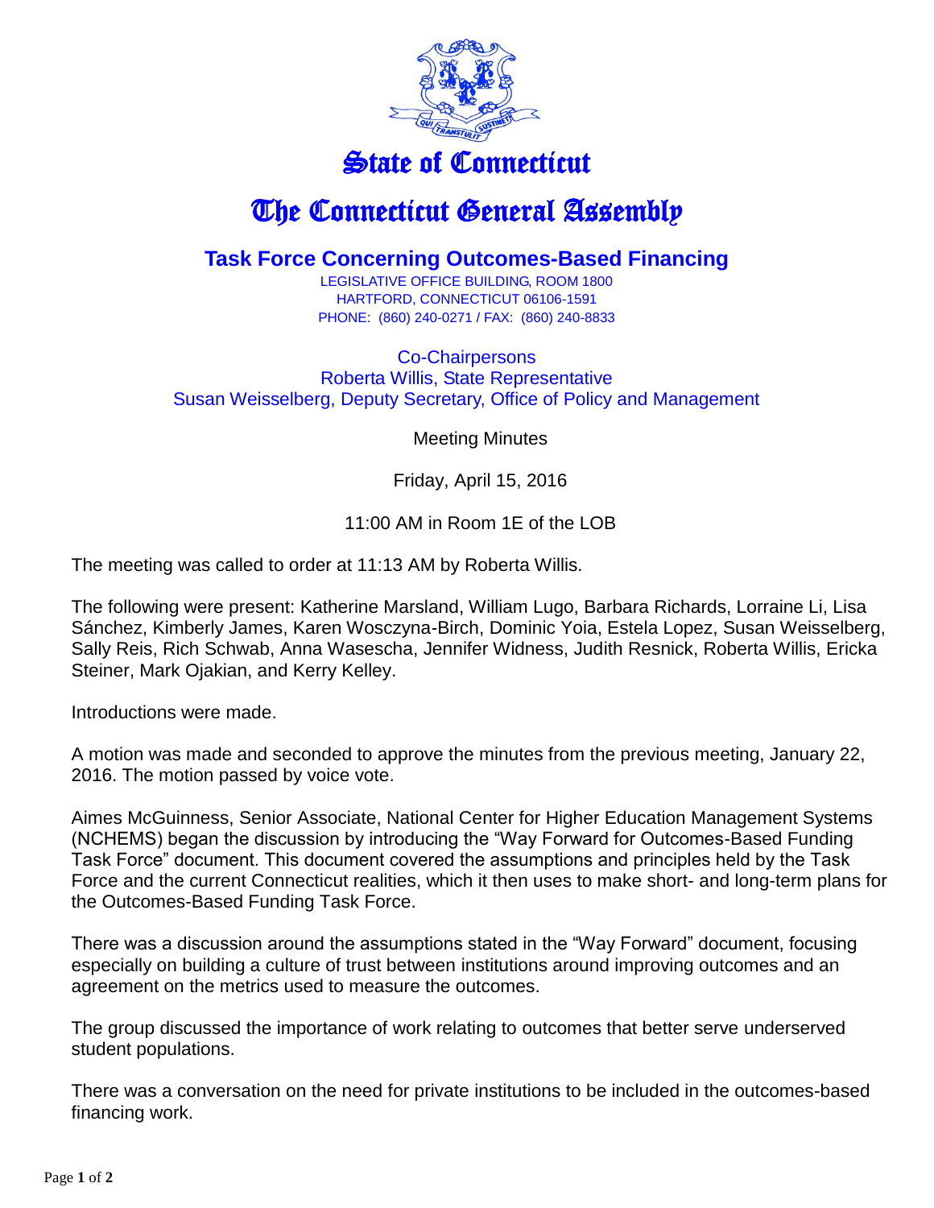# State of Connecticut

# The Connecticut General Assembly

## Task Force Concerning Outcomes-Based Financing

LEGISLATIVE OFFICE BUILDING, ROOM 1800
HARTFORD, CONNECTICUT 06106-1591
PHONE: (860) 240-0271 / FAX: (860) 240-8833

Co-Chairpersons
Roberta Willis, State Representative
Susan Weisselberg, Deputy Secretary, Office of Policy and Management

Meeting Minutes

Friday, April 15, 2016

11:00 AM in Room 1E of the LOB

The meeting was called to order at 11:13 AM by Roberta Willis.

The following were present: Katherine Marsland, William Lugo, Barbara Richards, Lorraine Li, Lisa Sánchez, Kimberly James, Karen Wosczyna-Birch, Dominic Yoia, Estela Lopez, Susan Weisselberg, Sally Reis, Rich Schwab, Anna Wasescha, Jennifer Widness, Judith Resnick, Roberta Willis, Ericka Steiner, Mark Ojakian, and Kerry Kelley.

Introductions were made.

A motion was made and seconded to approve the minutes from the previous meeting, January 22, 2016. The motion passed by voice vote.

Aimes McGuinness, Senior Associate, National Center for Higher Education Management Systems (NCHEMS) began the discussion by introducing the "Way Forward for Outcomes-Based Funding Task Force" document. This document covered the assumptions and principles held by the Task Force and the current Connecticut realities, which it then uses to make short- and long-term plans for the Outcomes-Based Funding Task Force.

There was a discussion around the assumptions stated in the "Way Forward" document, focusing especially on building a culture of trust between institutions around improving outcomes and an agreement on the metrics used to measure the outcomes.

The group discussed the importance of work relating to outcomes that better serve underserved student populations.

There was a conversation on the need for private institutions to be included in the outcomes-based financing work.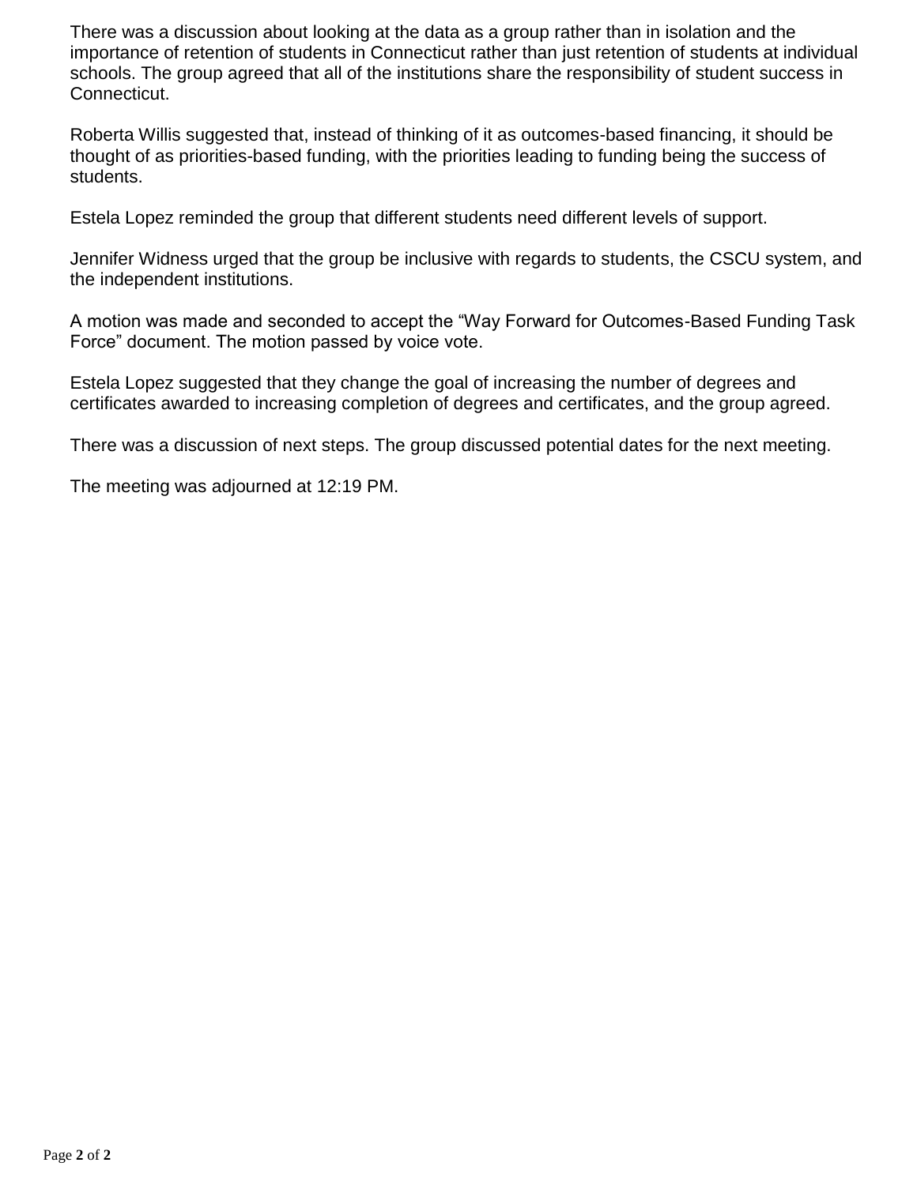There was a discussion about looking at the data as a group rather than in isolation and the importance of retention of students in Connecticut rather than just retention of students at individual schools. The group agreed that all of the institutions share the responsibility of student success in Connecticut.

Roberta Willis suggested that, instead of thinking of it as outcomes-based financing, it should be thought of as priorities-based funding, with the priorities leading to funding being the success of students.

Estela Lopez reminded the group that different students need different levels of support.

Jennifer Widness urged that the group be inclusive with regards to students, the CSCU system, and the independent institutions.

A motion was made and seconded to accept the "Way Forward for Outcomes-Based Funding Task Force" document. The motion passed by voice vote.

Estela Lopez suggested that they change the goal of increasing the number of degrees and certificates awarded to increasing completion of degrees and certificates, and the group agreed.

There was a discussion of next steps. The group discussed potential dates for the next meeting.

The meeting was adjourned at 12:19 PM.